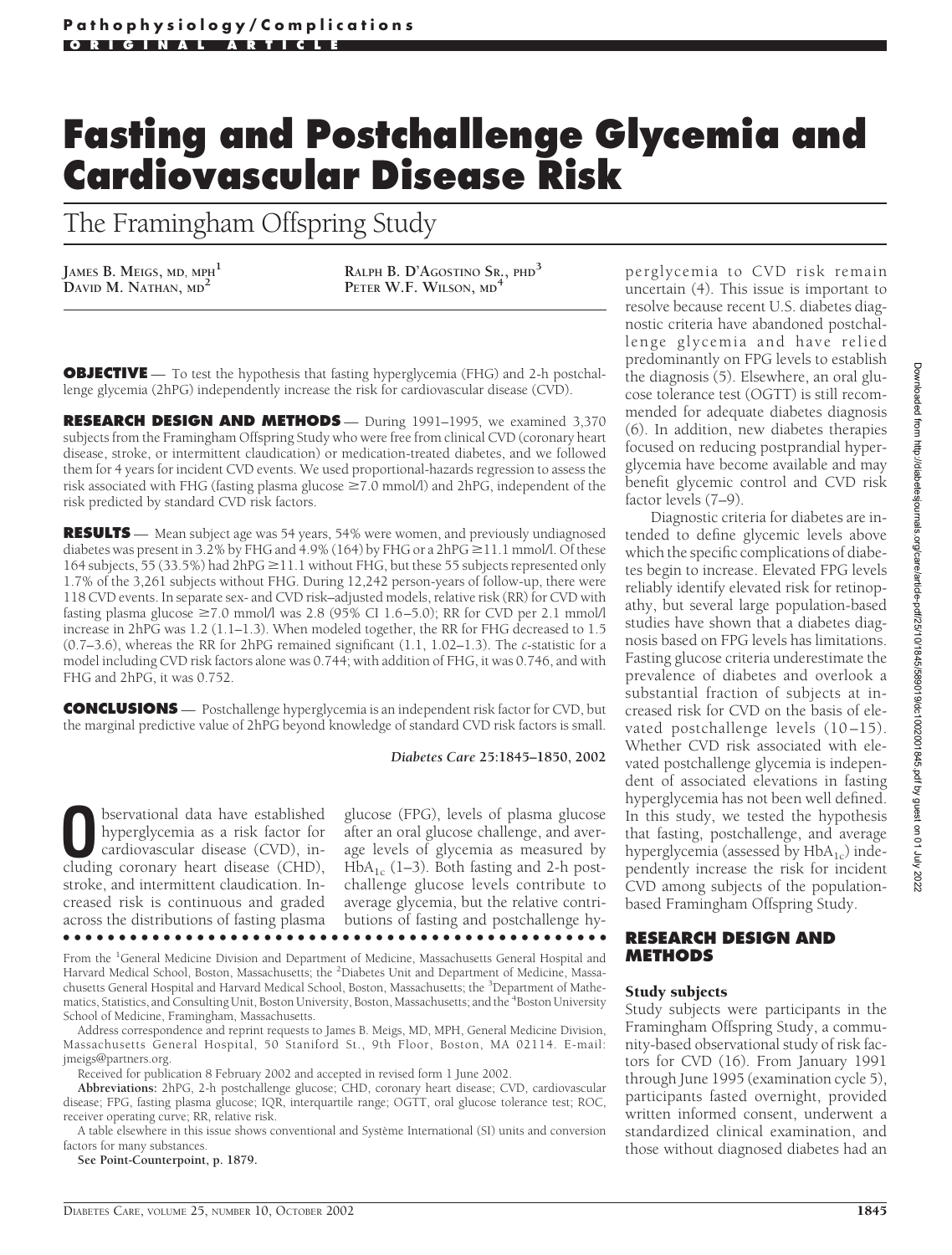Pathophysiology/Complications

ORIGINAL ARTICLE

# Fasting and Postchallenge Glycemia and Cardiovascular Disease Risk

## The Framingham Offspring Study

**JAMES B. MEIGS, MD, MPH**[1]
**DAVID M. NATHAN, MD**[2]
**RALPH B. D'AGOSTINO SR., PHD**[3]
**PETER W.F. WILSON, MD**[4]

**OBJECTIVE** — To test the hypothesis that fasting hyperglycemia (FHG) and 2-h postchallenge glycemia (2hPG) independently increase the risk for cardiovascular disease (CVD).

**RESEARCH DESIGN AND METHODS** — During 1991–1995, we examined 3,370 subjects from the Framingham Offspring Study who were free from clinical CVD (coronary heart disease, stroke, or intermittent claudication) or medication-treated diabetes, and we followed them for 4 years for incident CVD events. We used proportional-hazards regression to assess the risk associated with FHG (fasting plasma glucose ≥7.0 mmol/l) and 2hPG, independent of the risk predicted by standard CVD risk factors.

**RESULTS** — Mean subject age was 54 years, 54% were women, and previously undiagnosed diabetes was present in 3.2% by FHG and 4.9% (164) by FHG or a 2hPG ≥11.1 mmol/l. Of these 164 subjects, 55 (33.5%) had 2hPG ≥11.1 without FHG, but these 55 subjects represented only 1.7% of the 3,261 subjects without FHG. During 12,242 person-years of follow-up, there were 118 CVD events. In separate sex- and CVD risk–adjusted models, relative risk (RR) for CVD with fasting plasma glucose ≥7.0 mmol/l was 2.8 (95% CI 1.6–5.0); RR for CVD per 2.1 mmol/l increase in 2hPG was 1.2 (1.1–1.3). When modeled together, the RR for FHG decreased to 1.5 (0.7–3.6), whereas the RR for 2hPG remained significant (1.1, 1.02–1.3). The *c*-statistic for a model including CVD risk factors alone was 0.744; with addition of FHG, it was 0.746, and with FHG and 2hPG, it was 0.752.

**CONCLUSIONS** — Postchallenge hyperglycemia is an independent risk factor for CVD, but the marginal predictive value of 2hPG beyond knowledge of standard CVD risk factors is small.

*Diabetes Care* **25:**1845–1850, 2002

Observational data have established hyperglycemia as a risk factor for cardiovascular disease (CVD), including coronary heart disease (CHD), stroke, and intermittent claudication. Increased risk is continuous and graded across the distributions of fasting plasma glucose (FPG), levels of plasma glucose after an oral glucose challenge, and average levels of glycemia as measured by $HbA_{1c}$ (1–3). Both fasting and 2-h postchallenge glucose levels contribute to average glycemia, but the relative contributions of fasting and postchallenge hyperglycemia to CVD risk remain uncertain (4). This issue is important to resolve because recent U.S. diabetes diagnostic criteria have abandoned postchallenge glycemia and have relied predominantly on FPG levels to establish the diagnosis (5). Elsewhere, an oral glucose tolerance test (OGTT) is still recommended for adequate diabetes diagnosis (6). In addition, new diabetes therapies focused on reducing postprandial hyperglycemia have become available and may benefit glycemic control and CVD risk factor levels (7–9).

Diagnostic criteria for diabetes are intended to define glycemic levels above which the specific complications of diabetes begin to increase. Elevated FPG levels reliably identify elevated risk for retinopathy, but several large population-based studies have shown that a diabetes diagnosis based on FPG levels has limitations. Fasting glucose criteria underestimate the prevalence of diabetes and overlook a substantial fraction of subjects at increased risk for CVD on the basis of elevated postchallenge levels (10–15). Whether CVD risk associated with elevated postchallenge glycemia is independent of associated elevations in fasting hyperglycemia has not been well defined. In this study, we tested the hypothesis that fasting, postchallenge, and average hyperglycemia (assessed by $HbA_{1c}$) independently increase the risk for incident CVD among subjects of the population-based Framingham Offspring Study.

## RESEARCH DESIGN AND METHODS

### Study subjects

Study subjects were participants in the Framingham Offspring Study, a community-based observational study of risk factors for CVD (16). From January 1991 through June 1995 (examination cycle 5), participants fasted overnight, provided written informed consent, underwent a standardized clinical examination, and those without diagnosed diabetes had an

From the [1]General Medicine Division and Department of Medicine, Massachusetts General Hospital and Harvard Medical School, Boston, Massachusetts; the [2]Diabetes Unit and Department of Medicine, Massachusetts General Hospital and Harvard Medical School, Boston, Massachusetts; the [3]Department of Mathematics, Statistics, and Consulting Unit, Boston University, Boston, Massachusetts; and the [4]Boston University School of Medicine, Framingham, Massachusetts.

Address correspondence and reprint requests to James B. Meigs, MD, MPH, General Medicine Division, Massachusetts General Hospital, 50 Staniford St., 9th Floor, Boston, MA 02114. E-mail: jmeigs@partners.org.

Received for publication 8 February 2002 and accepted in revised form 1 June 2002.

**Abbreviations:** 2hPG, 2-h postchallenge glucose; CHD, coronary heart disease; CVD, cardiovascular disease; FPG, fasting plasma glucose; IQR, interquartile range; OGTT, oral glucose tolerance test; ROC, receiver operating curve; RR, relative risk.

A table elsewhere in this issue shows conventional and Système International (SI) units and conversion factors for many substances.

**See Point-Counterpoint, p. 1879.**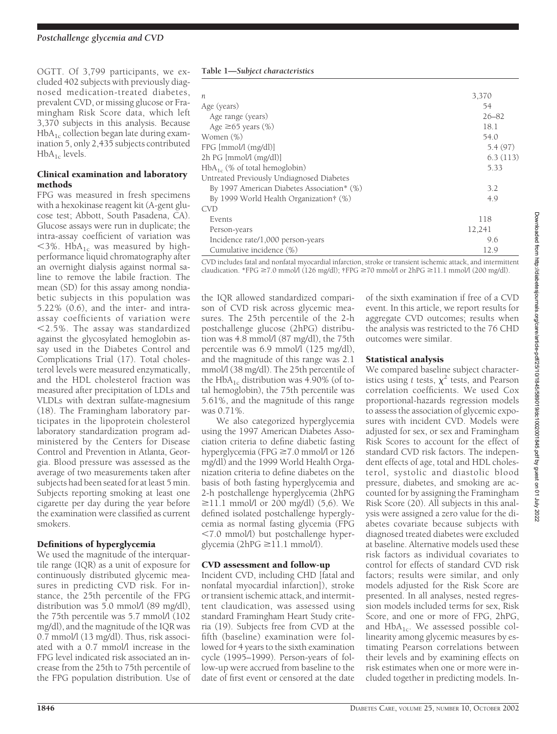OGTT. Of 3,799 participants, we excluded 402 subjects with previously diagnosed medication-treated diabetes, prevalent CVD, or missing glucose or Framingham Risk Score data, which left 3,370 subjects in this analysis. Because $HbA_{1c}$ collection began late during examination 5, only 2,435 subjects contributed $HbA_{1c}$ levels.

### Clinical examination and laboratory methods

FPG was measured in fresh specimens with a hexokinase reagent kit (A-gent glucose test; Abbott, South Pasadena, CA). Glucose assays were run in duplicate; the intra-assay coefficient of variation was <3%. $HbA_{1c}$ was measured by high-performance liquid chromatography after an overnight dialysis against normal saline to remove the labile fraction. The mean (SD) for this assay among nondiabetic subjects in this population was 5.22% (0.6), and the inter- and intra-assay coefficients of variation were <2.5%. The assay was standardized against the glycosylated hemoglobin assay used in the Diabetes Control and Complications Trial (17). Total cholesterol levels were measured enzymatically, and the HDL cholesterol fraction was measured after precipitation of LDLs and VLDLs with dextran sulfate-magnesium (18). The Framingham laboratory participates in the lipoprotein cholesterol laboratory standardization program administered by the Centers for Disease Control and Prevention in Atlanta, Georgia. Blood pressure was assessed as the average of two measurements taken after subjects had been seated for at least 5 min. Subjects reporting smoking at least one cigarette per day during the year before the examination were classified as current smokers.

### Definitions of hyperglycemia

We used the magnitude of the interquartile range (IQR) as a unit of exposure for continuously distributed glycemic measures in predicting CVD risk. For instance, the 25th percentile of the FPG distribution was 5.0 mmol/l (89 mg/dl), the 75th percentile was 5.7 mmol/l (102 mg/dl), and the magnitude of the IQR was 0.7 mmol/l (13 mg/dl). Thus, risk associated with a 0.7 mmol/l increase in the FPG level indicated risk associated an increase from the 25th to 75th percentile of the FPG population distribution. Use of the IQR allowed standardized comparison of CVD risk across glycemic measures. The 25th percentile of the 2-h postchallenge glucose (2hPG) distribution was 4.8 mmol/l (87 mg/dl), the 75th percentile was 6.9 mmol/l (125 mg/dl), and the magnitude of this range was 2.1 mmol/l (38 mg/dl). The 25th percentile of the $HbA_{1c}$ distribution was 4.90% (of total hemoglobin), the 75th percentile was 5.61%, and the magnitude of this range was 0.71%.

We also categorized hyperglycemia using the 1997 American Diabetes Association criteria to define diabetic fasting hyperglycemia (FPG ≥7.0 mmol/l or 126 mg/dl) and the 1999 World Health Organization criteria to define diabetes on the basis of both fasting hyperglycemia and 2-h postchallenge hyperglycemia (2hPG ≥11.1 mmol/l or 200 mg/dl) (5,6). We defined isolated postchallenge hyperglycemia as normal fasting glycemia (FPG <7.0 mmol/l) but postchallenge hyperglycemia (2hPG ≥11.1 mmol/l).

### CVD assessment and follow-up

Incident CVD, including CHD [fatal and nonfatal myocardial infarction]), stroke or transient ischemic attack, and intermittent claudication, was assessed using standard Framingham Heart Study criteria (19). Subjects free from CVD at the fifth (baseline) examination were followed for 4 years to the sixth examination cycle (1995–1999). Person-years of follow-up were accrued from baseline to the date of first event or censored at the date of the sixth examination if free of a CVD event. In this article, we report results for aggregate CVD outcomes; results when the analysis was restricted to the 76 CHD outcomes were similar.

### Statistical analysis

We compared baseline subject characteristics using *t* tests, $\chi^2$ tests, and Pearson correlation coefficients. We used Cox proportional-hazards regression models to assess the association of glycemic exposures with incident CVD. Models were adjusted for sex, or sex and Framingham Risk Scores to account for the effect of standard CVD risk factors. The independent effects of age, total and HDL cholesterol, systolic and diastolic blood pressure, diabetes, and smoking are accounted for by assigning the Framingham Risk Score (20). All subjects in this analysis were assigned a zero value for the diabetes covariate because subjects with diagnosed treated diabetes were excluded at baseline. Alternative models used these risk factors as individual covariates to control for effects of standard CVD risk factors; results were similar, and only models adjusted for the Risk Score are presented. In all analyses, nested regression models included terms for sex, Risk Score, and one or more of FPG, 2hPG, and $HbA_{1c}$. We assessed possible collinearity among glycemic measures by estimating Pearson correlations between their levels and by examining effects on risk estimates when one or more were included together in predicting models. In-

**Table 1—*Subject characteristics***

| | |
|---|---|
| *n* | 3,370 |
| Age (years) | 54 |
| Age range (years) | 26–82 |
| Age ≥65 years (%) | 18.1 |
| Women (%) | 54.0 |
| FPG [mmol/l (mg/dl)] | 5.4 (97) |
| 2h PG [mmol/l (mg/dl)] | 6.3 (113) |
| $HbA_{1c}$ (% of total hemoglobin) | 5.33 |
| Untreated Previously Undiagnosed Diabetes | |
| By 1997 American Diabetes Association* (%) | 3.2 |
| By 1999 World Health Organization† (%) | 4.9 |
| CVD | |
| Events | 118 |
| Person-years | 12,241 |
| Incidence rate/1,000 person-years | 9.6 |
| Cumulative incidence (%) | 12.9 |

CVD includes fatal and nonfatal myocardial infarction, stroke or transient ischemic attack, and intermittent claudication. *FPG ≥7.0 mmol/l (126 mg/dl); †FPG ≥70 mmol/l or 2hPG ≥11.1 mmol/l (200 mg/dl).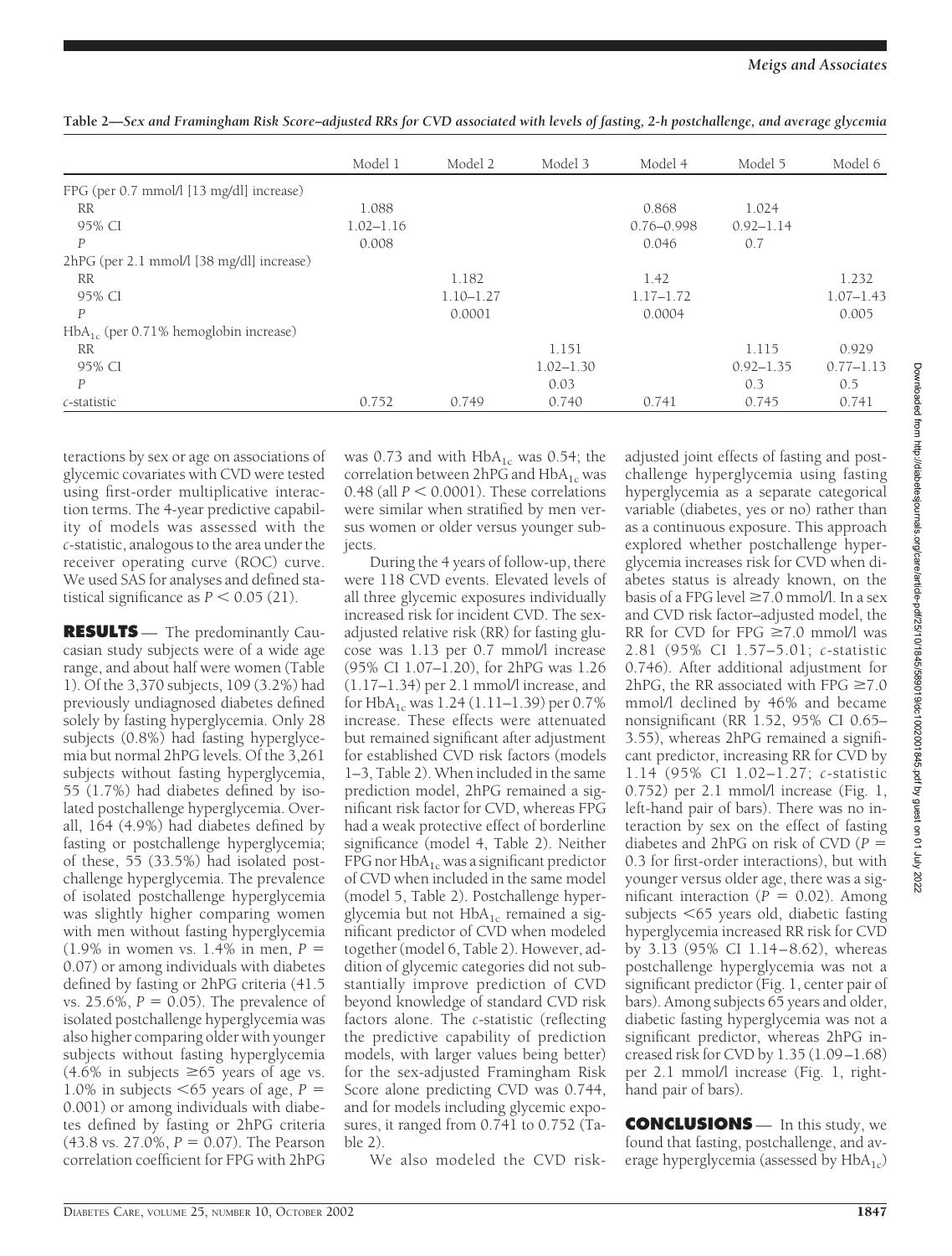**Table 2—Sex and Framingham Risk Score–adjusted RRs for CVD associated with levels of fasting, 2-h postchallenge, and average glycemia**

| | Model 1 | Model 2 | Model 3 | Model 4 | Model 5 | Model 6 |
|---|---|---|---|---|---|---|
| FPG (per 0.7 mmol/l [13 mg/dl] increase) | | | | | | |
| RR | 1.088 | | | 0.868 | 1.024 | |
| 95% CI | 1.02–1.16 | | | 0.76–0.998 | 0.92–1.14 | |
| $P$ | 0.008 | | | 0.046 | 0.7 | |
| 2hPG (per 2.1 mmol/l [38 mg/dl] increase) | | | | | | |
| RR | | 1.182 | | 1.42 | | 1.232 |
| 95% CI | | 1.10–1.27 | | 1.17–1.72 | | 1.07–1.43 |
| $P$ | | 0.0001 | | 0.0004 | | 0.005 |
| $HbA_{1c}$ (per 0.71% hemoglobin increase) | | | | | | |
| RR | | | 1.151 | | 1.115 | 0.929 |
| 95% CI | | | 1.02–1.30 | | 0.92–1.35 | 0.77–1.13 |
| $P$ | | | 0.03 | | 0.3 | 0.5 |
| $c$-statistic | 0.752 | 0.749 | 0.740 | 0.741 | 0.745 | 0.741 |

teractions by sex or age on associations of glycemic covariates with CVD were tested using first-order multiplicative interaction terms. The 4-year predictive capability of models was assessed with the $c$-statistic, analogous to the area under the receiver operating curve (ROC) curve. We used SAS for analyses and defined statistical significance as $P < 0.05$ (21).

## RESULTS

The predominantly Caucasian study subjects were of a wide age range, and about half were women (Table 1). Of the 3,370 subjects, 109 (3.2%) had previously undiagnosed diabetes defined solely by fasting hyperglycemia. Only 28 subjects (0.8%) had fasting hyperglycemia but normal 2hPG levels. Of the 3,261 subjects without fasting hyperglycemia, 55 (1.7%) had diabetes defined by isolated postchallenge hyperglycemia. Overall, 164 (4.9%) had diabetes defined by fasting or postchallenge hyperglycemia; of these, 55 (33.5%) had isolated postchallenge hyperglycemia. The prevalence of isolated postchallenge hyperglycemia was slightly higher comparing women with men without fasting hyperglycemia (1.9% in women vs. 1.4% in men, $P = 0.07$) or among individuals with diabetes defined by fasting or 2hPG criteria (41.5 vs. 25.6%, $P = 0.05$). The prevalence of isolated postchallenge hyperglycemia was also higher comparing older with younger subjects without fasting hyperglycemia (4.6% in subjects ≥65 years of age vs. 1.0% in subjects <65 years of age, $P = 0.001$) or among individuals with diabetes defined by fasting or 2hPG criteria (43.8 vs. 27.0%, $P = 0.07$). The Pearson correlation coefficient for FPG with 2hPG was 0.73 and with $HbA_{1c}$ was 0.54; the correlation between 2hPG and $HbA_{1c}$ was 0.48 (all $P < 0.0001$). These correlations were similar when stratified by men versus women or older versus younger subjects.

During the 4 years of follow-up, there were 118 CVD events. Elevated levels of all three glycemic exposures individually increased risk for incident CVD. The sex-adjusted relative risk (RR) for fasting glucose was 1.13 per 0.7 mmol/l increase (95% CI 1.07–1.20), for 2hPG was 1.26 (1.17–1.34) per 2.1 mmol/l increase, and for $HbA_{1c}$ was 1.24 (1.11–1.39) per 0.7% increase. These effects were attenuated but remained significant after adjustment for established CVD risk factors (models 1–3, Table 2). When included in the same prediction model, 2hPG remained a significant risk factor for CVD, whereas FPG had a weak protective effect of borderline significance (model 4, Table 2). Neither FPG nor $HbA_{1c}$ was a significant predictor of CVD when included in the same model (model 5, Table 2). Postchallenge hyperglycemia but not $HbA_{1c}$ remained a significant predictor of CVD when modeled together (model 6, Table 2). However, addition of glycemic categories did not substantially improve prediction of CVD beyond knowledge of standard CVD risk factors alone. The $c$-statistic (reflecting the predictive capability of prediction models, with larger values being better) for the sex-adjusted Framingham Risk Score alone predicting CVD was 0.744, and for models including glycemic exposures, it ranged from 0.741 to 0.752 (Table 2).

We also modeled the CVD risk-adjusted joint effects of fasting and postchallenge hyperglycemia using fasting hyperglycemia as a separate categorical variable (diabetes, yes or no) rather than as a continuous exposure. This approach explored whether postchallenge hyperglycemia increases risk for CVD when diabetes status is already known, on the basis of a FPG level ≥7.0 mmol/l. In a sex and CVD risk factor–adjusted model, the RR for CVD for FPG ≥7.0 mmol/l was 2.81 (95% CI 1.57–5.01; $c$-statistic 0.746). After additional adjustment for 2hPG, the RR associated with FPG ≥7.0 mmol/l declined by 46% and became nonsignificant (RR 1.52, 95% CI 0.65–3.55), whereas 2hPG remained a significant predictor, increasing RR for CVD by 1.14 (95% CI 1.02–1.27; $c$-statistic 0.752) per 2.1 mmol/l increase (Fig. 1, left-hand pair of bars). There was no interaction by sex on the effect of fasting diabetes and 2hPG on risk of CVD ($P = 0.3$ for first-order interactions), but with younger versus older age, there was a significant interaction ($P = 0.02$). Among subjects <65 years old, diabetic fasting hyperglycemia increased RR risk for CVD by 3.13 (95% CI 1.14–8.62), whereas postchallenge hyperglycemia was not a significant predictor (Fig. 1, center pair of bars). Among subjects 65 years and older, diabetic fasting hyperglycemia was not a significant predictor, whereas 2hPG increased risk for CVD by 1.35 (1.09–1.68) per 2.1 mmol/l increase (Fig. 1, right-hand pair of bars).

## CONCLUSIONS

In this study, we found that fasting, postchallenge, and average hyperglycemia (assessed by $HbA_{1c}$)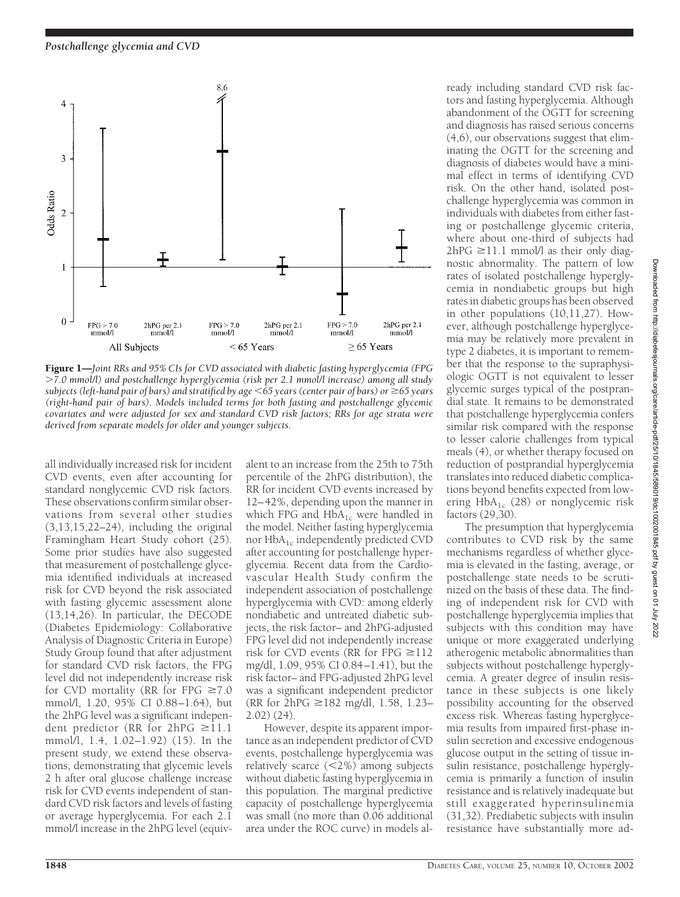**Figure 1**—*Joint RRs and 95% CIs for CVD associated with diabetic fasting hyperglycemia (FPG >7.0 mmol/l) and postchallenge hyperglycemia (risk per 2.1 mmol/l increase) among all study subjects (left-hand pair of bars) and stratified by age <65 years (center pair of bars) or ≥65 years (right-hand pair of bars). Models included terms for both fasting and postchallenge glycemic covariates and were adjusted for sex and standard CVD risk factors; RRs for age strata were derived from separate models for older and younger subjects.*

all individually increased risk for incident CVD events, even after accounting for standard nonglycemic CVD risk factors. These observations confirm similar observations from several other studies (3,13,15,22–24), including the original Framingham Heart Study cohort (25). Some prior studies have also suggested that measurement of postchallenge glycemia identified individuals at increased risk for CVD beyond the risk associated with fasting glycemic assessment alone (13,14,26). In particular, the DECODE (Diabetes Epidemiology: Collaborative Analysis of Diagnostic Criteria in Europe) Study Group found that after adjustment for standard CVD risk factors, the FPG level did not independently increase risk for CVD mortality (RR for FPG ≥7.0 mmol/l, 1.20, 95% CI 0.88–1.64), but the 2hPG level was a significant independent predictor (RR for 2hPG ≥11.1 mmol/l, 1.4, 1.02–1.92) (15). In the present study, we extend these observations, demonstrating that glycemic levels 2 h after oral glucose challenge increase risk for CVD events independent of standard CVD risk factors and levels of fasting or average hyperglycemia. For each 2.1 mmol/l increase in the 2hPG level (equivalent to an increase from the 25th to 75th percentile of the 2hPG distribution), the RR for incident CVD events increased by 12–42%, depending upon the manner in which FPG and $HbA_{1c}$ were handled in the model. Neither fasting hyperglycemia nor $HbA_{1c}$ independently predicted CVD after accounting for postchallenge hyperglycemia. Recent data from the Cardiovascular Health Study confirm the independent association of postchallenge hyperglycemia with CVD: among elderly nondiabetic and untreated diabetic subjects, the risk factor– and 2hPG-adjusted FPG level did not independently increase risk for CVD events (RR for FPG ≥112 mg/dl, 1.09, 95% CI 0.84–1.41), but the risk factor– and FPG-adjusted 2hPG level was a significant independent predictor (RR for 2hPG ≥182 mg/dl, 1.58, 1.23–2.02) (24).

However, despite its apparent importance as an independent predictor of CVD events, postchallenge hyperglycemia was relatively scarce (<2%) among subjects without diabetic fasting hyperglycemia in this population. The marginal predictive capacity of postchallenge hyperglycemia was small (no more than 0.06 additional area under the ROC curve) in models already including standard CVD risk factors and fasting hyperglycemia. Although abandonment of the OGTT for screening and diagnosis has raised serious concerns (4,6), our observations suggest that eliminating the OGTT for the screening and diagnosis of diabetes would have a minimal effect in terms of identifying CVD risk. On the other hand, isolated postchallenge hyperglycemia was common in individuals with diabetes from either fasting or postchallenge glycemic criteria, where about one-third of subjects had 2hPG ≥11.1 mmol/l as their only diagnostic abnormality. The pattern of low rates of isolated postchallenge hyperglycemia in nondiabetic groups but high rates in diabetic groups has been observed in other populations (10,11,27). However, although postchallenge hyperglycemia may be relatively more prevalent in type 2 diabetes, it is important to remember that the response to the supraphysiologic OGTT is not equivalent to lesser glycemic surges typical of the postprandial state. It remains to be demonstrated that postchallenge hyperglycemia confers similar risk compared with the response to lesser calorie challenges from typical meals (4), or whether therapy focused on reduction of postprandial hyperglycemia translates into reduced diabetic complications beyond benefits expected from lowering $HbA_{1c}$ (28) or nonglycemic risk factors (29,30).

The presumption that hyperglycemia contributes to CVD risk by the same mechanisms regardless of whether glycemia is elevated in the fasting, average, or postchallenge state needs to be scrutinized on the basis of these data. The finding of independent risk for CVD with postchallenge hyperglycemia implies that subjects with this condition may have unique or more exaggerated underlying atherogenic metabolic abnormalities than subjects without postchallenge hyperglycemia. A greater degree of insulin resistance in these subjects is one likely possibility accounting for the observed excess risk. Whereas fasting hyperglycemia results from impaired first-phase insulin secretion and excessive endogenous glucose output in the setting of tissue insulin resistance, postchallenge hyperglycemia is primarily a function of insulin resistance and is relatively inadequate but still exaggerated hyperinsulinemia (31,32). Prediabetic subjects with insulin resistance have substantially more ad-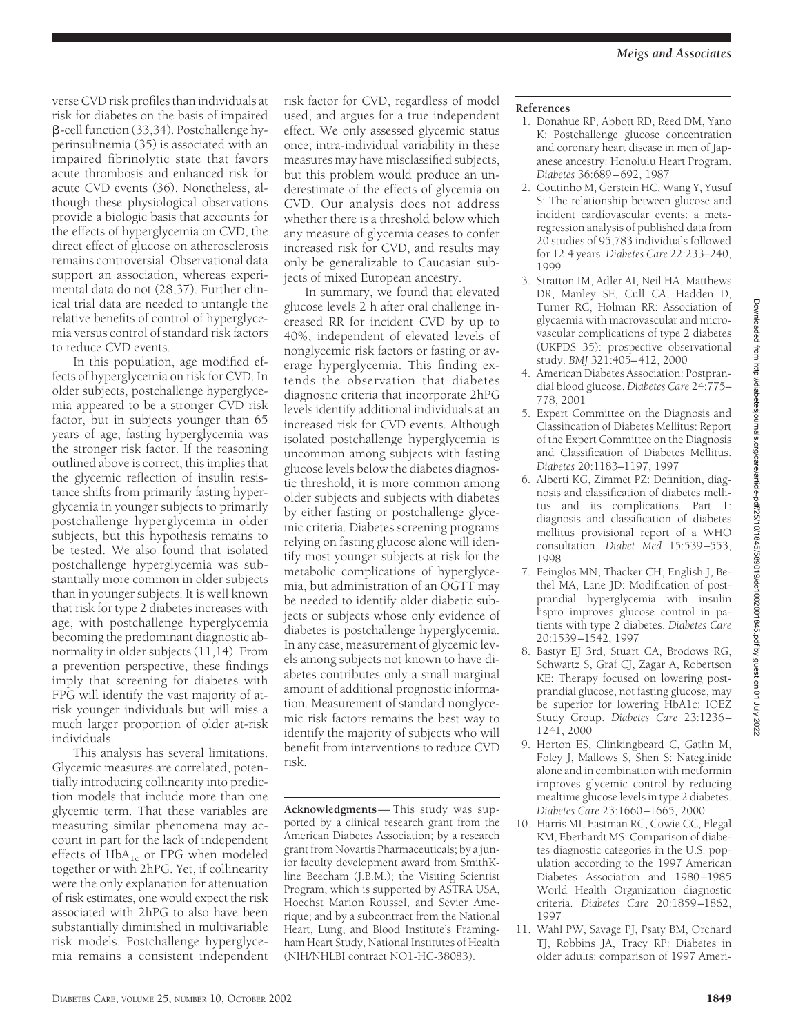verse CVD risk profiles than individuals at risk for diabetes on the basis of impaired β-cell function (33,34). Postchallenge hyperinsulinemia (35) is associated with an impaired fibrinolytic state that favors acute thrombosis and enhanced risk for acute CVD events (36). Nonetheless, although these physiological observations provide a biologic basis that accounts for the effects of hyperglycemia on CVD, the direct effect of glucose on atherosclerosis remains controversial. Observational data support an association, whereas experimental data do not (28,37). Further clinical trial data are needed to untangle the relative benefits of control of hyperglycemia versus control of standard risk factors to reduce CVD events.

In this population, age modified effects of hyperglycemia on risk for CVD. In older subjects, postchallenge hyperglycemia appeared to be a stronger CVD risk factor, but in subjects younger than 65 years of age, fasting hyperglycemia was the stronger risk factor. If the reasoning outlined above is correct, this implies that the glycemic reflection of insulin resistance shifts from primarily fasting hyperglycemia in younger subjects to primarily postchallenge hyperglycemia in older subjects, but this hypothesis remains to be tested. We also found that isolated postchallenge hyperglycemia was substantially more common in older subjects than in younger subjects. It is well known that risk for type 2 diabetes increases with age, with postchallenge hyperglycemia becoming the predominant diagnostic abnormality in older subjects (11,14). From a prevention perspective, these findings imply that screening for diabetes with FPG will identify the vast majority of at-risk younger individuals but will miss a much larger proportion of older at-risk individuals.

This analysis has several limitations. Glycemic measures are correlated, potentially introducing collinearity into prediction models that include more than one glycemic term. That these variables are measuring similar phenomena may account in part for the lack of independent effects of $HbA_{1c}$ or FPG when modeled together or with 2hPG. Yet, if collinearity were the only explanation for attenuation of risk estimates, one would expect the risk associated with 2hPG to also have been substantially diminished in multivariable risk models. Postchallenge hyperglycemia remains a consistent independent risk factor for CVD, regardless of model used, and argues for a true independent effect. We only assessed glycemic status once; intra-individual variability in these measures may have misclassified subjects, but this problem would produce an underestimate of the effects of glycemia on CVD. Our analysis does not address whether there is a threshold below which any measure of glycemia ceases to confer increased risk for CVD, and results may only be generalizable to Caucasian subjects of mixed European ancestry.

In summary, we found that elevated glucose levels 2 h after oral challenge increased RR for incident CVD by up to 40%, independent of elevated levels of nonglycemic risk factors or fasting or average hyperglycemia. This finding extends the observation that diabetes diagnostic criteria that incorporate 2hPG levels identify additional individuals at an increased risk for CVD events. Although isolated postchallenge hyperglycemia is uncommon among subjects with fasting glucose levels below the diabetes diagnostic threshold, it is more common among older subjects and subjects with diabetes by either fasting or postchallenge glycemic criteria. Diabetes screening programs relying on fasting glucose alone will identify most younger subjects at risk for the metabolic complications of hyperglycemia, but administration of an OGTT may be needed to identify older diabetic subjects or subjects whose only evidence of diabetes is postchallenge hyperglycemia. In any case, measurement of glycemic levels among subjects not known to have diabetes contributes only a small marginal amount of additional prognostic information. Measurement of standard nonglycemic risk factors remains the best way to identify the majority of subjects who will benefit from interventions to reduce CVD risk.

**Acknowledgments**— This study was supported by a clinical research grant from the American Diabetes Association; by a research grant from Novartis Pharmaceuticals; by a junior faculty development award from SmithKline Beecham (J.B.M.); the Visiting Scientist Program, which is supported by ASTRA USA, Hoechst Marion Roussel, and Sevier Amerique; and by a subcontract from the National Heart, Lung, and Blood Institute's Framingham Heart Study, National Institutes of Health (NIH/NHLBI contract NO1-HC-38083).

## References

1. Donahue RP, Abbott RD, Reed DM, Yano K: Postchallenge glucose concentration and coronary heart disease in men of Japanese ancestry: Honolulu Heart Program. *Diabetes* 36:689–692, 1987
2. Coutinho M, Gerstein HC, Wang Y, Yusuf S: The relationship between glucose and incident cardiovascular events: a metaregression analysis of published data from 20 studies of 95,783 individuals followed for 12.4 years. *Diabetes Care* 22:233–240, 1999
3. Stratton IM, Adler AI, Neil HA, Matthews DR, Manley SE, Cull CA, Hadden D, Turner RC, Holman RR: Association of glycaemia with macrovascular and microvascular complications of type 2 diabetes (UKPDS 35): prospective observational study. *BMJ* 321:405–412, 2000
4. American Diabetes Association: Postprandial blood glucose. *Diabetes Care* 24:775–778, 2001
5. Expert Committee on the Diagnosis and Classification of Diabetes Mellitus: Report of the Expert Committee on the Diagnosis and Classification of Diabetes Mellitus. *Diabetes* 20:1183–1197, 1997
6. Alberti KG, Zimmet PZ: Definition, diagnosis and classification of diabetes mellitus and its complications. Part 1: diagnosis and classification of diabetes mellitus provisional report of a WHO consultation. *Diabet Med* 15:539–553, 1998
7. Feinglos MN, Thacker CH, English J, Bethel MA, Lane JD: Modification of postprandial hyperglycemia with insulin lispro improves glucose control in patients with type 2 diabetes. *Diabetes Care* 20:1539–1542, 1997
8. Bastyr EJ 3rd, Stuart CA, Brodows RG, Schwartz S, Graf CJ, Zagar A, Robertson KE: Therapy focused on lowering postprandial glucose, not fasting glucose, may be superior for lowering HbA1c: IOEZ Study Group. *Diabetes Care* 23:1236–1241, 2000
9. Horton ES, Clinkingbeard C, Gatlin M, Foley J, Mallows S, Shen S: Nateglinide alone and in combination with metformin improves glycemic control by reducing mealtime glucose levels in type 2 diabetes. *Diabetes Care* 23:1660–1665, 2000
10. Harris MI, Eastman RC, Cowie CC, Flegal KM, Eberhardt MS: Comparison of diabetes diagnostic categories in the U.S. population according to the 1997 American Diabetes Association and 1980–1985 World Health Organization diagnostic criteria. *Diabetes Care* 20:1859–1862, 1997
11. Wahl PW, Savage PJ, Psaty BM, Orchard TJ, Robbins JA, Tracy RP: Diabetes in older adults: comparison of 1997 Ameri-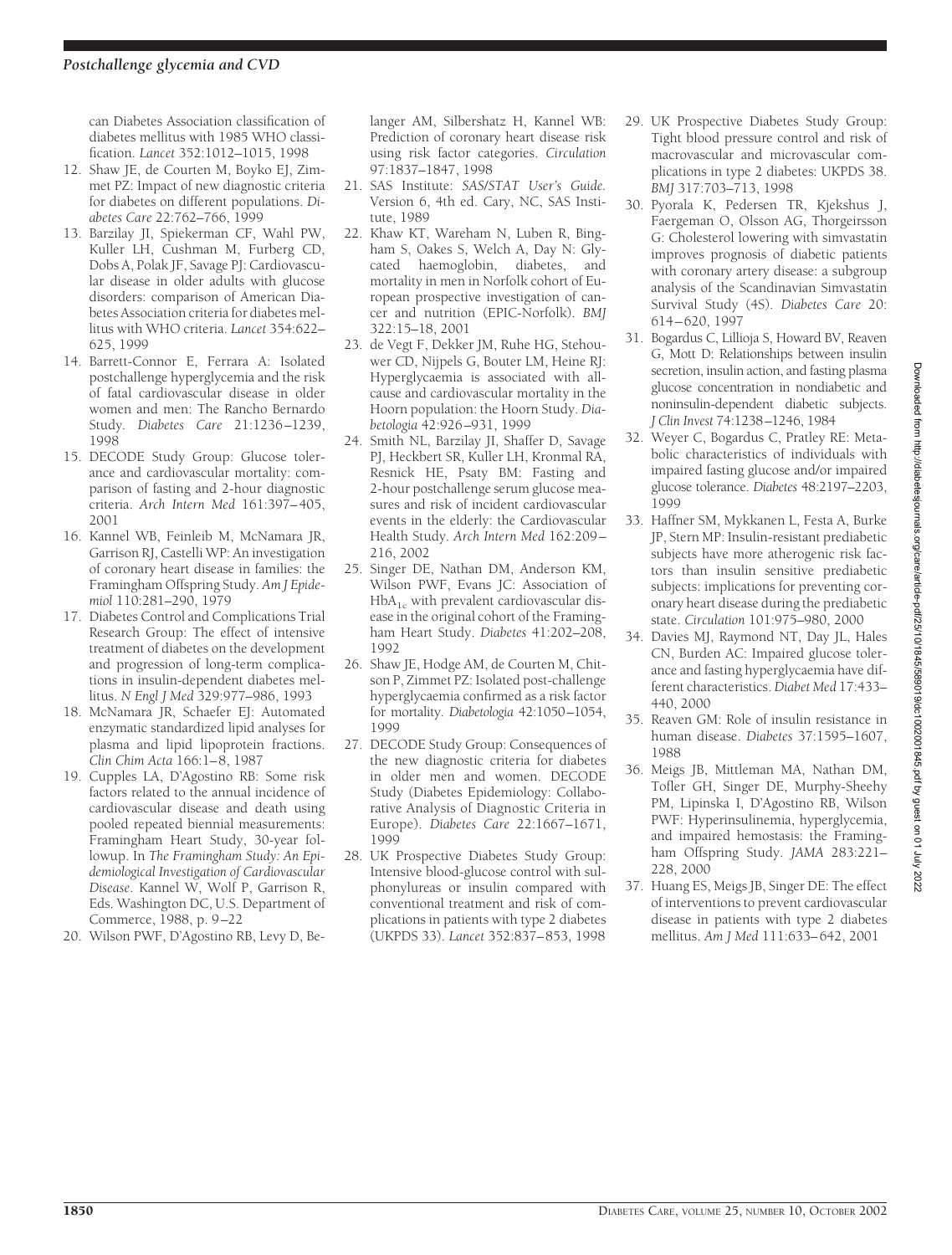can Diabetes Association classification of diabetes mellitus with 1985 WHO classification. *Lancet* 352:1012–1015, 1998

12. Shaw JE, de Courten M, Boyko EJ, Zimmet PZ: Impact of new diagnostic criteria for diabetes on different populations. *Diabetes Care* 22:762–766, 1999
13. Barzilay JI, Spiekerman CF, Wahl PW, Kuller LH, Cushman M, Furberg CD, Dobs A, Polak JF, Savage PJ: Cardiovascular disease in older adults with glucose disorders: comparison of American Diabetes Association criteria for diabetes mellitus with WHO criteria. *Lancet* 354:622–625, 1999
14. Barrett-Connor E, Ferrara A: Isolated postchallenge hyperglycemia and the risk of fatal cardiovascular disease in older women and men: The Rancho Bernardo Study. *Diabetes Care* 21:1236–1239, 1998
15. DECODE Study Group: Glucose tolerance and cardiovascular mortality: comparison of fasting and 2-hour diagnostic criteria. *Arch Intern Med* 161:397–405, 2001
16. Kannel WB, Feinleib M, McNamara JR, Garrison RJ, Castelli WP: An investigation of coronary heart disease in families: the Framingham Offspring Study. *Am J Epidemiol* 110:281–290, 1979
17. Diabetes Control and Complications Trial Research Group: The effect of intensive treatment of diabetes on the development and progression of long-term complications in insulin-dependent diabetes mellitus. *N Engl J Med* 329:977–986, 1993
18. McNamara JR, Schaefer EJ: Automated enzymatic standardized lipid analyses for plasma and lipid lipoprotein fractions. *Clin Chim Acta* 166:1–8, 1987
19. Cupples LA, D'Agostino RB: Some risk factors related to the annual incidence of cardiovascular disease and death using pooled repeated biennial measurements: Framingham Heart Study, 30-year followup. In *The Framingham Study: An Epidemiological Investigation of Cardiovascular Disease*. Kannel W, Wolf P, Garrison R, Eds. Washington DC, U.S. Department of Commerce, 1988, p. 9–22
20. Wilson PWF, D'Agostino RB, Levy D, Belanger AM, Silbershatz H, Kannel WB: Prediction of coronary heart disease risk using risk factor categories. *Circulation* 97:1837–1847, 1998
21. SAS Institute: *SAS/STAT User's Guide.* Version 6, 4th ed. Cary, NC, SAS Institute, 1989
22. Khaw KT, Wareham N, Luben R, Bingham S, Oakes S, Welch A, Day N: Glycated haemoglobin, diabetes, and mortality in men in Norfolk cohort of European prospective investigation of cancer and nutrition (EPIC-Norfolk). *BMJ* 322:15–18, 2001
23. de Vegt F, Dekker JM, Ruhe HG, Stehouwer CD, Nijpels G, Bouter LM, Heine RJ: Hyperglycaemia is associated with all-cause and cardiovascular mortality in the Hoorn population: the Hoorn Study. *Diabetologia* 42:926–931, 1999
24. Smith NL, Barzilay JI, Shaffer D, Savage PJ, Heckbert SR, Kuller LH, Kronmal RA, Resnick HE, Psaty BM: Fasting and 2-hour postchallenge serum glucose measures and risk of incident cardiovascular events in the elderly: the Cardiovascular Health Study. *Arch Intern Med* 162:209–216, 2002
25. Singer DE, Nathan DM, Anderson KM, Wilson PWF, Evans JC: Association of $HbA_{1c}$ with prevalent cardiovascular disease in the original cohort of the Framingham Heart Study. *Diabetes* 41:202–208, 1992
26. Shaw JE, Hodge AM, de Courten M, Chitson P, Zimmet PZ: Isolated post-challenge hyperglycaemia confirmed as a risk factor for mortality. *Diabetologia* 42:1050–1054, 1999
27. DECODE Study Group: Consequences of the new diagnostic criteria for diabetes in older men and women. DECODE Study (Diabetes Epidemiology: Collaborative Analysis of Diagnostic Criteria in Europe). *Diabetes Care* 22:1667–1671, 1999
28. UK Prospective Diabetes Study Group: Intensive blood-glucose control with sulphonylureas or insulin compared with conventional treatment and risk of complications in patients with type 2 diabetes (UKPDS 33). *Lancet* 352:837–853, 1998
29. UK Prospective Diabetes Study Group: Tight blood pressure control and risk of macrovascular and microvascular complications in type 2 diabetes: UKPDS 38. *BMJ* 317:703–713, 1998
30. Pyorala K, Pedersen TR, Kjekshus J, Faergeman O, Olsson AG, Thorgeirsson G: Cholesterol lowering with simvastatin improves prognosis of diabetic patients with coronary artery disease: a subgroup analysis of the Scandinavian Simvastatin Survival Study (4S). *Diabetes Care* 20: 614–620, 1997
31. Bogardus C, Lillioja S, Howard BV, Reaven G, Mott D: Relationships between insulin secretion, insulin action, and fasting plasma glucose concentration in nondiabetic and noninsulin-dependent diabetic subjects. *J Clin Invest* 74:1238–1246, 1984
32. Weyer C, Bogardus C, Pratley RE: Metabolic characteristics of individuals with impaired fasting glucose and/or impaired glucose tolerance. *Diabetes* 48:2197–2203, 1999
33. Haffner SM, Mykkanen L, Festa A, Burke JP, Stern MP: Insulin-resistant prediabetic subjects have more atherogenic risk factors than insulin sensitive prediabetic subjects: implications for preventing coronary heart disease during the prediabetic state. *Circulation* 101:975–980, 2000
34. Davies MJ, Raymond NT, Day JL, Hales CN, Burden AC: Impaired glucose tolerance and fasting hyperglycaemia have different characteristics. *Diabet Med* 17:433–440, 2000
35. Reaven GM: Role of insulin resistance in human disease. *Diabetes* 37:1595–1607, 1988
36. Meigs JB, Mittleman MA, Nathan DM, Tofler GH, Singer DE, Murphy-Sheehy PM, Lipinska I, D'Agostino RB, Wilson PWF: Hyperinsulinemia, hyperglycemia, and impaired hemostasis: the Framingham Offspring Study. *JAMA* 283:221–228, 2000
37. Huang ES, Meigs JB, Singer DE: The effect of interventions to prevent cardiovascular disease in patients with type 2 diabetes mellitus. *Am J Med* 111:633–642, 2001